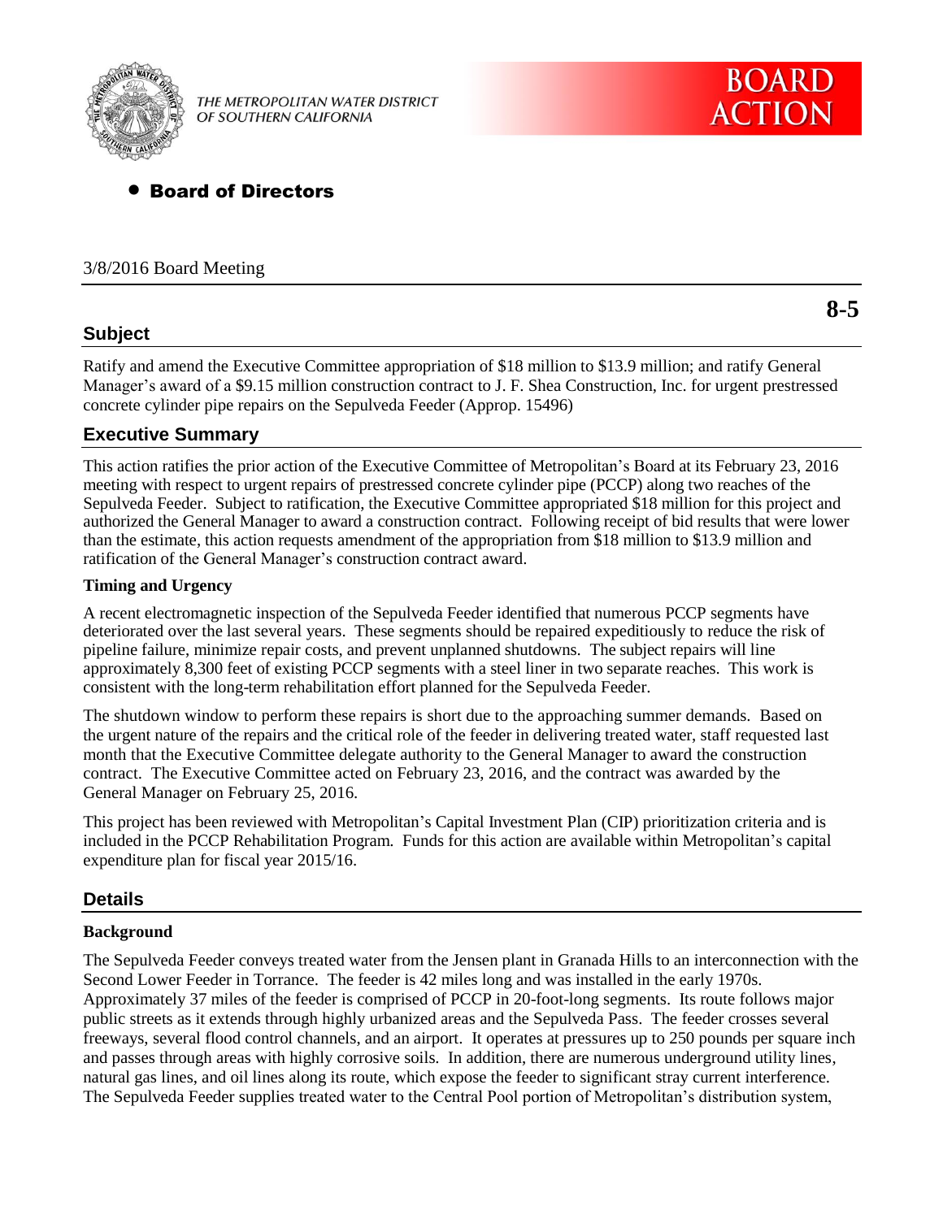THE METROPOLITAN WATER DISTRICT OF SOUTHERN CALIFORNIA

**BOARD ACTION**

- **Board of Directors**

3/8/2016 Board Meeting

**8-5**

## Subject

Ratify and amend the Executive Committee appropriation of $18 million to $13.9 million; and ratify General Manager's award of a $9.15 million construction contract to J. F. Shea Construction, Inc. for urgent prestressed concrete cylinder pipe repairs on the Sepulveda Feeder (Approp. 15496)

## Executive Summary

This action ratifies the prior action of the Executive Committee of Metropolitan's Board at its February 23, 2016 meeting with respect to urgent repairs of prestressed concrete cylinder pipe (PCCP) along two reaches of the Sepulveda Feeder. Subject to ratification, the Executive Committee appropriated $18 million for this project and authorized the General Manager to award a construction contract. Following receipt of bid results that were lower than the estimate, this action requests amendment of the appropriation from $18 million to $13.9 million and ratification of the General Manager's construction contract award.

### Timing and Urgency

A recent electromagnetic inspection of the Sepulveda Feeder identified that numerous PCCP segments have deteriorated over the last several years. These segments should be repaired expeditiously to reduce the risk of pipeline failure, minimize repair costs, and prevent unplanned shutdowns. The subject repairs will line approximately 8,300 feet of existing PCCP segments with a steel liner in two separate reaches. This work is consistent with the long-term rehabilitation effort planned for the Sepulveda Feeder.

The shutdown window to perform these repairs is short due to the approaching summer demands. Based on the urgent nature of the repairs and the critical role of the feeder in delivering treated water, staff requested last month that the Executive Committee delegate authority to the General Manager to award the construction contract. The Executive Committee acted on February 23, 2016, and the contract was awarded by the General Manager on February 25, 2016.

This project has been reviewed with Metropolitan's Capital Investment Plan (CIP) prioritization criteria and is included in the PCCP Rehabilitation Program. Funds for this action are available within Metropolitan's capital expenditure plan for fiscal year 2015/16.

## Details

### Background

The Sepulveda Feeder conveys treated water from the Jensen plant in Granada Hills to an interconnection with the Second Lower Feeder in Torrance. The feeder is 42 miles long and was installed in the early 1970s. Approximately 37 miles of the feeder is comprised of PCCP in 20-foot-long segments. Its route follows major public streets as it extends through highly urbanized areas and the Sepulveda Pass. The feeder crosses several freeways, several flood control channels, and an airport. It operates at pressures up to 250 pounds per square inch and passes through areas with highly corrosive soils. In addition, there are numerous underground utility lines, natural gas lines, and oil lines along its route, which expose the feeder to significant stray current interference. The Sepulveda Feeder supplies treated water to the Central Pool portion of Metropolitan's distribution system,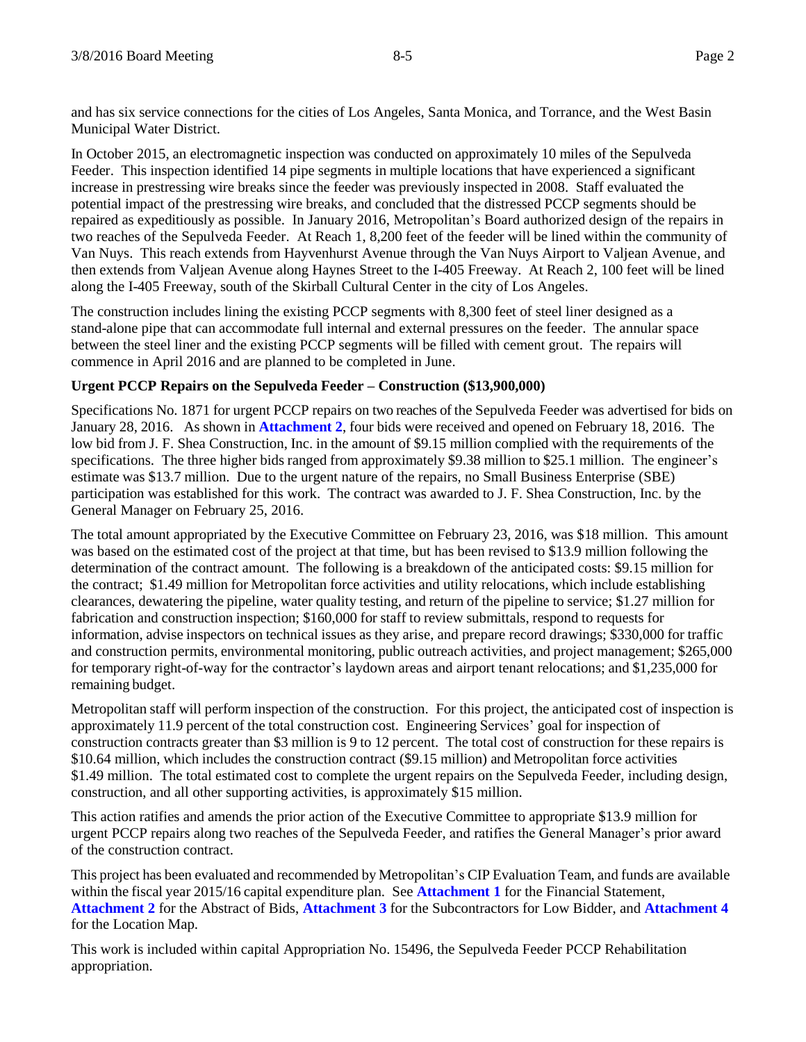and has six service connections for the cities of Los Angeles, Santa Monica, and Torrance, and the West Basin Municipal Water District.

In October 2015, an electromagnetic inspection was conducted on approximately 10 miles of the Sepulveda Feeder. This inspection identified 14 pipe segments in multiple locations that have experienced a significant increase in prestressing wire breaks since the feeder was previously inspected in 2008. Staff evaluated the potential impact of the prestressing wire breaks, and concluded that the distressed PCCP segments should be repaired as expeditiously as possible. In January 2016, Metropolitan's Board authorized design of the repairs in two reaches of the Sepulveda Feeder. At Reach 1, 8,200 feet of the feeder will be lined within the community of Van Nuys. This reach extends from Hayvenhurst Avenue through the Van Nuys Airport to Valjean Avenue, and then extends from Valjean Avenue along Haynes Street to the I-405 Freeway. At Reach 2, 100 feet will be lined along the I-405 Freeway, south of the Skirball Cultural Center in the city of Los Angeles.

The construction includes lining the existing PCCP segments with 8,300 feet of steel liner designed as a stand-alone pipe that can accommodate full internal and external pressures on the feeder. The annular space between the steel liner and the existing PCCP segments will be filled with cement grout. The repairs will commence in April 2016 and are planned to be completed in June.

**Urgent PCCP Repairs on the Sepulveda Feeder – Construction ($13,900,000)**

Specifications No. 1871 for urgent PCCP repairs on two reaches of the Sepulveda Feeder was advertised for bids on January 28, 2016. As shown in **Attachment 2**, four bids were received and opened on February 18, 2016. The low bid from J. F. Shea Construction, Inc. in the amount of $9.15 million complied with the requirements of the specifications. The three higher bids ranged from approximately $9.38 million to $25.1 million. The engineer's estimate was $13.7 million. Due to the urgent nature of the repairs, no Small Business Enterprise (SBE) participation was established for this work. The contract was awarded to J. F. Shea Construction, Inc. by the General Manager on February 25, 2016.

The total amount appropriated by the Executive Committee on February 23, 2016, was $18 million. This amount was based on the estimated cost of the project at that time, but has been revised to $13.9 million following the determination of the contract amount. The following is a breakdown of the anticipated costs: $9.15 million for the contract; $1.49 million for Metropolitan force activities and utility relocations, which include establishing clearances, dewatering the pipeline, water quality testing, and return of the pipeline to service; $1.27 million for fabrication and construction inspection; $160,000 for staff to review submittals, respond to requests for information, advise inspectors on technical issues as they arise, and prepare record drawings; $330,000 for traffic and construction permits, environmental monitoring, public outreach activities, and project management; $265,000 for temporary right-of-way for the contractor's laydown areas and airport tenant relocations; and $1,235,000 for remaining budget.

Metropolitan staff will perform inspection of the construction. For this project, the anticipated cost of inspection is approximately 11.9 percent of the total construction cost. Engineering Services' goal for inspection of construction contracts greater than $3 million is 9 to 12 percent. The total cost of construction for these repairs is $10.64 million, which includes the construction contract ($9.15 million) and Metropolitan force activities $1.49 million. The total estimated cost to complete the urgent repairs on the Sepulveda Feeder, including design, construction, and all other supporting activities, is approximately $15 million.

This action ratifies and amends the prior action of the Executive Committee to appropriate $13.9 million for urgent PCCP repairs along two reaches of the Sepulveda Feeder, and ratifies the General Manager's prior award of the construction contract.

This project has been evaluated and recommended by Metropolitan's CIP Evaluation Team, and funds are available within the fiscal year 2015/16 capital expenditure plan. See **Attachment 1** for the Financial Statement, **Attachment 2** for the Abstract of Bids, **Attachment 3** for the Subcontractors for Low Bidder, and **Attachment 4** for the Location Map.

This work is included within capital Appropriation No. 15496, the Sepulveda Feeder PCCP Rehabilitation appropriation.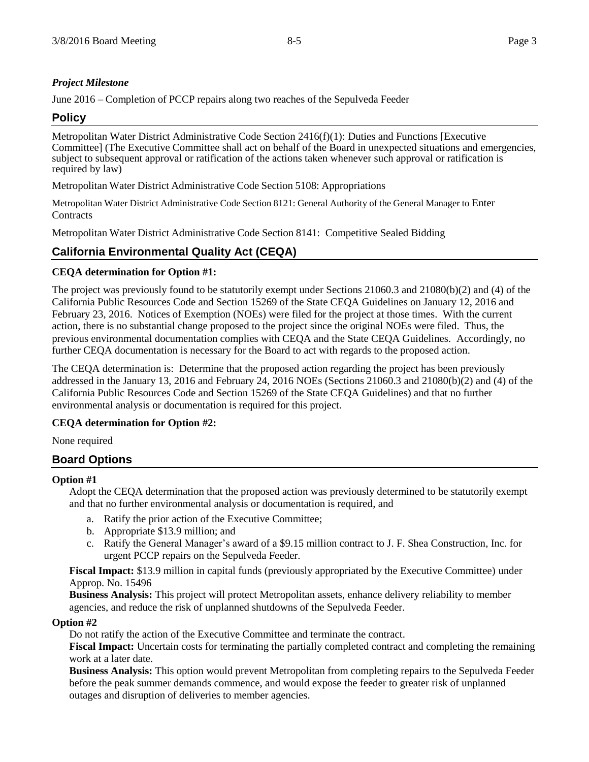### *Project Milestone*

June 2016 – Completion of PCCP repairs along two reaches of the Sepulveda Feeder

## Policy

Metropolitan Water District Administrative Code Section 2416(f)(1): Duties and Functions [Executive Committee] (The Executive Committee shall act on behalf of the Board in unexpected situations and emergencies, subject to subsequent approval or ratification of the actions taken whenever such approval or ratification is required by law)

Metropolitan Water District Administrative Code Section 5108: Appropriations

Metropolitan Water District Administrative Code Section 8121: General Authority of the General Manager to Enter Contracts

Metropolitan Water District Administrative Code Section 8141: Competitive Sealed Bidding

## California Environmental Quality Act (CEQA)

**CEQA determination for Option #1:**

The project was previously found to be statutorily exempt under Sections 21060.3 and 21080(b)(2) and (4) of the California Public Resources Code and Section 15269 of the State CEQA Guidelines on January 12, 2016 and February 23, 2016. Notices of Exemption (NOEs) were filed for the project at those times. With the current action, there is no substantial change proposed to the project since the original NOEs were filed. Thus, the previous environmental documentation complies with CEQA and the State CEQA Guidelines. Accordingly, no further CEQA documentation is necessary for the Board to act with regards to the proposed action.

The CEQA determination is: Determine that the proposed action regarding the project has been previously addressed in the January 13, 2016 and February 24, 2016 NOEs (Sections 21060.3 and 21080(b)(2) and (4) of the California Public Resources Code and Section 15269 of the State CEQA Guidelines) and that no further environmental analysis or documentation is required for this project.

**CEQA determination for Option #2:**

None required

## Board Options

**Option #1**

Adopt the CEQA determination that the proposed action was previously determined to be statutorily exempt and that no further environmental analysis or documentation is required, and

a. Ratify the prior action of the Executive Committee;
b. Appropriate $13.9 million; and
c. Ratify the General Manager's award of a $9.15 million contract to J. F. Shea Construction, Inc. for urgent PCCP repairs on the Sepulveda Feeder.

**Fiscal Impact:** $13.9 million in capital funds (previously appropriated by the Executive Committee) under Approp. No. 15496

**Business Analysis:** This project will protect Metropolitan assets, enhance delivery reliability to member agencies, and reduce the risk of unplanned shutdowns of the Sepulveda Feeder.

**Option #2**

Do not ratify the action of the Executive Committee and terminate the contract.

**Fiscal Impact:** Uncertain costs for terminating the partially completed contract and completing the remaining work at a later date.

**Business Analysis:** This option would prevent Metropolitan from completing repairs to the Sepulveda Feeder before the peak summer demands commence, and would expose the feeder to greater risk of unplanned outages and disruption of deliveries to member agencies.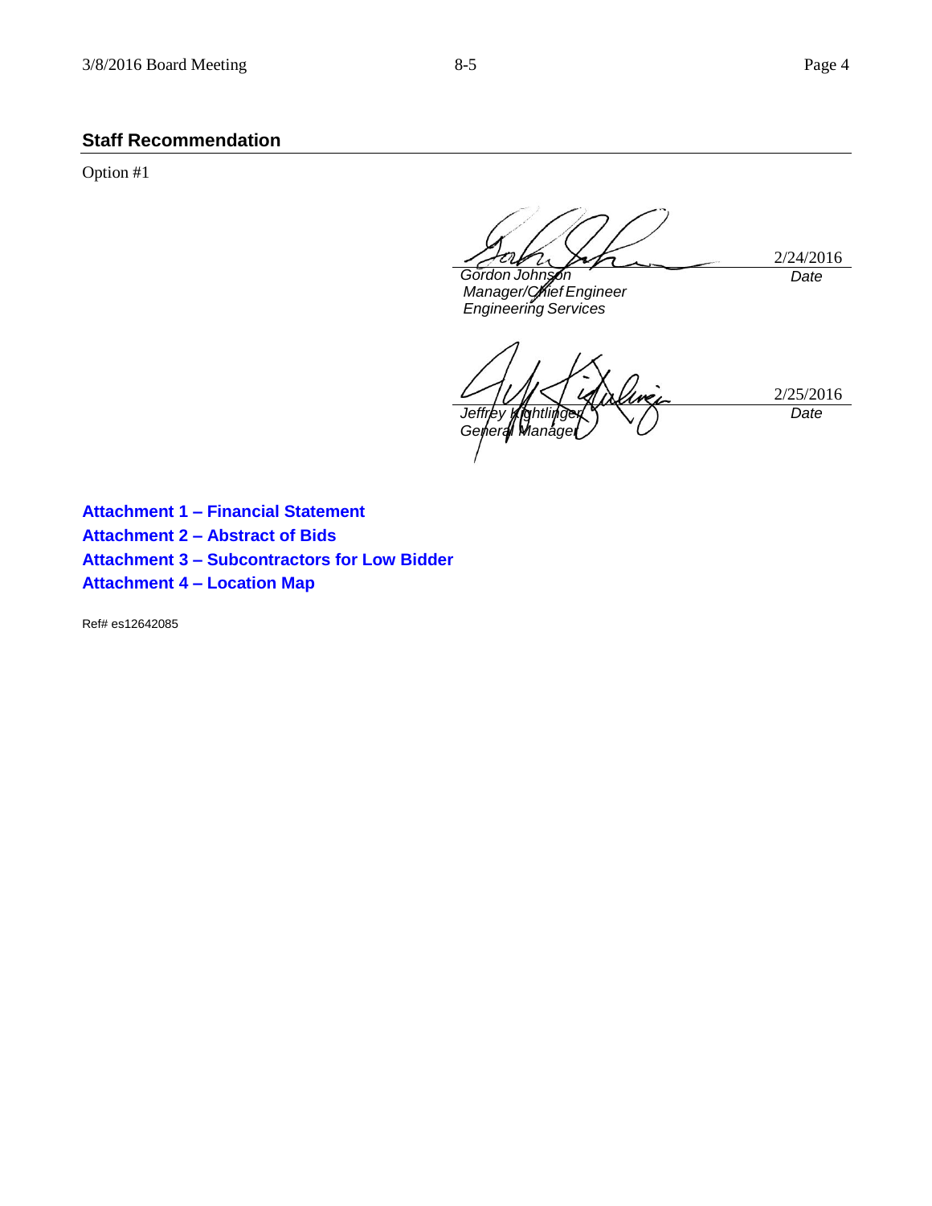## Staff Recommendation

Option #1

*Gordon Johnson*
*Manager/Chief Engineer*
*Engineering Services*

2/24/2016
*Date*

*Jeffrey Kightlinger*
*General Manager*

2/25/2016
*Date*

**Attachment 1 – Financial Statement**

**Attachment 2 – Abstract of Bids**

**Attachment 3 – Subcontractors for Low Bidder**

**Attachment 4 – Location Map**

Ref# es12642085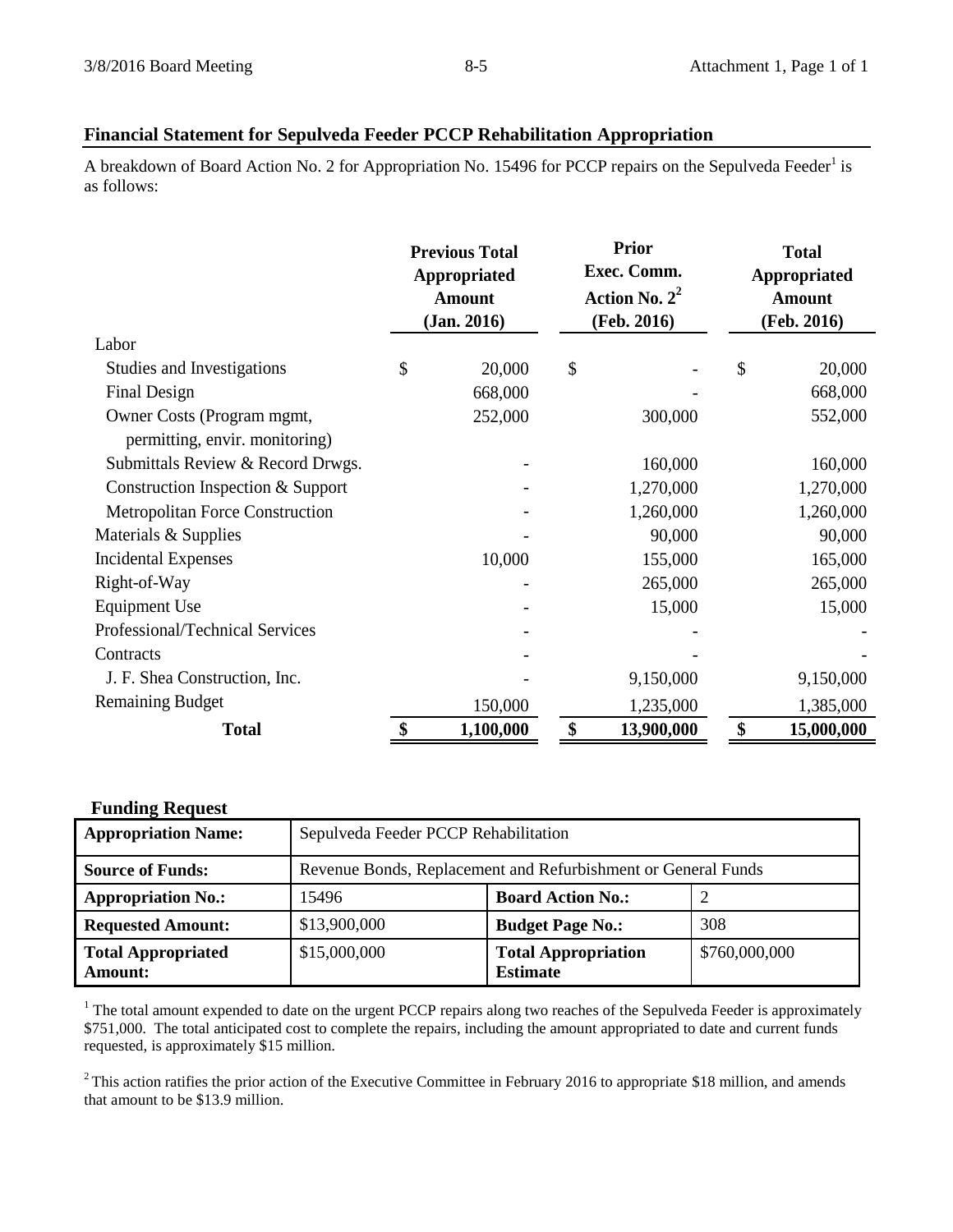## Financial Statement for Sepulveda Feeder PCCP Rehabilitation Appropriation

A breakdown of Board Action No. 2 for Appropriation No. 15496 for PCCP repairs on the Sepulveda Feeder[1] is as follows:

| | Previous Total Appropriated Amount (Jan. 2016) | Prior Exec. Comm. Action No. 2[2] (Feb. 2016) | Total Appropriated Amount (Feb. 2016) |
|---|---|---|---|
| Labor | | | |
| Studies and Investigations | $ 20,000 | $ - | $ 20,000 |
| Final Design | 668,000 | - | 668,000 |
| Owner Costs (Program mgmt, permitting, envir. monitoring) | 252,000 | 300,000 | 552,000 |
| Submittals Review & Record Drwgs. | - | 160,000 | 160,000 |
| Construction Inspection & Support | - | 1,270,000 | 1,270,000 |
| Metropolitan Force Construction | - | 1,260,000 | 1,260,000 |
| Materials & Supplies | - | 90,000 | 90,000 |
| Incidental Expenses | 10,000 | 155,000 | 165,000 |
| Right-of-Way | - | 265,000 | 265,000 |
| Equipment Use | - | 15,000 | 15,000 |
| Professional/Technical Services | - | - | - |
| Contracts | - | - | - |
| J. F. Shea Construction, Inc. | - | 9,150,000 | 9,150,000 |
| Remaining Budget | 150,000 | 1,235,000 | 1,385,000 |
| **Total** | **$ 1,100,000** | **$ 13,900,000** | **$ 15,000,000** |

**Funding Request**

| | | | |
|---|---|---|---|
| **Appropriation Name:** | Sepulveda Feeder PCCP Rehabilitation | | |
| **Source of Funds:** | Revenue Bonds, Replacement and Refurbishment or General Funds | | |
| **Appropriation No.:** | 15496 | **Board Action No.:** | 2 |
| **Requested Amount:** | $13,900,000 | **Budget Page No.:** | 308 |
| **Total Appropriated Amount:** | $15,000,000 | **Total Appropriation Estimate** | $760,000,000 |

[1] The total amount expended to date on the urgent PCCP repairs along two reaches of the Sepulveda Feeder is approximately $751,000. The total anticipated cost to complete the repairs, including the amount appropriated to date and current funds requested, is approximately $15 million.

[2] This action ratifies the prior action of the Executive Committee in February 2016 to appropriate $18 million, and amends that amount to be $13.9 million.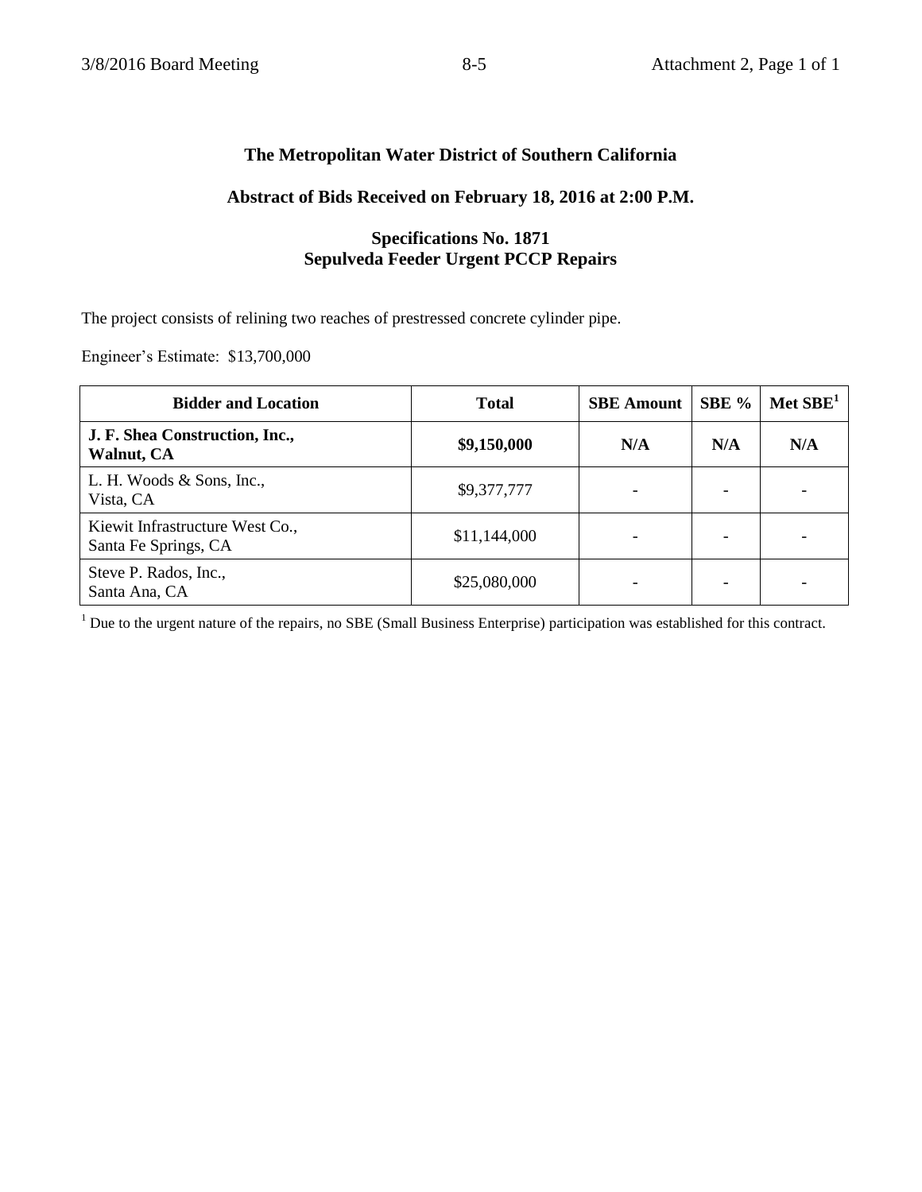**The Metropolitan Water District of Southern California**

**Abstract of Bids Received on February 18, 2016 at 2:00 P.M.**

**Specifications No. 1871**
**Sepulveda Feeder Urgent PCCP Repairs**

The project consists of relining two reaches of prestressed concrete cylinder pipe.

Engineer's Estimate: $13,700,000

| Bidder and Location | Total | SBE Amount | SBE % | Met SBE[1] |
|---|---|---|---|---|
| **J. F. Shea Construction, Inc., Walnut, CA** | **$9,150,000** | **N/A** | **N/A** | **N/A** |
| L. H. Woods & Sons, Inc., Vista, CA | $9,377,777 | - | - | - |
| Kiewit Infrastructure West Co., Santa Fe Springs, CA | $11,144,000 | - | - | - |
| Steve P. Rados, Inc., Santa Ana, CA | $25,080,000 | - | - | - |

[1] Due to the urgent nature of the repairs, no SBE (Small Business Enterprise) participation was established for this contract.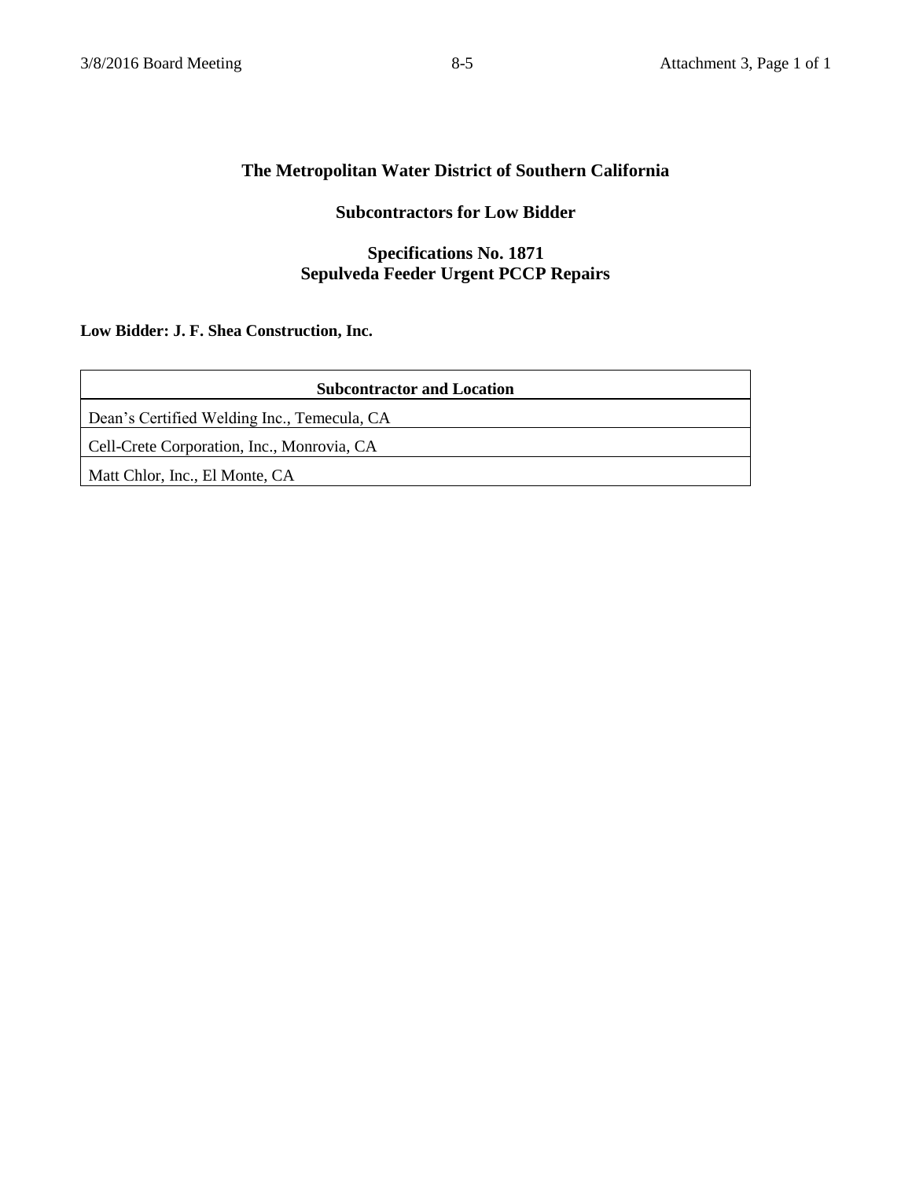# The Metropolitan Water District of Southern California

## Subcontractors for Low Bidder

## Specifications No. 1871
## Sepulveda Feeder Urgent PCCP Repairs

**Low Bidder: J. F. Shea Construction, Inc.**

| Subcontractor and Location |
|---|
| Dean's Certified Welding Inc., Temecula, CA |
| Cell-Crete Corporation, Inc., Monrovia, CA |
| Matt Chlor, Inc., El Monte, CA |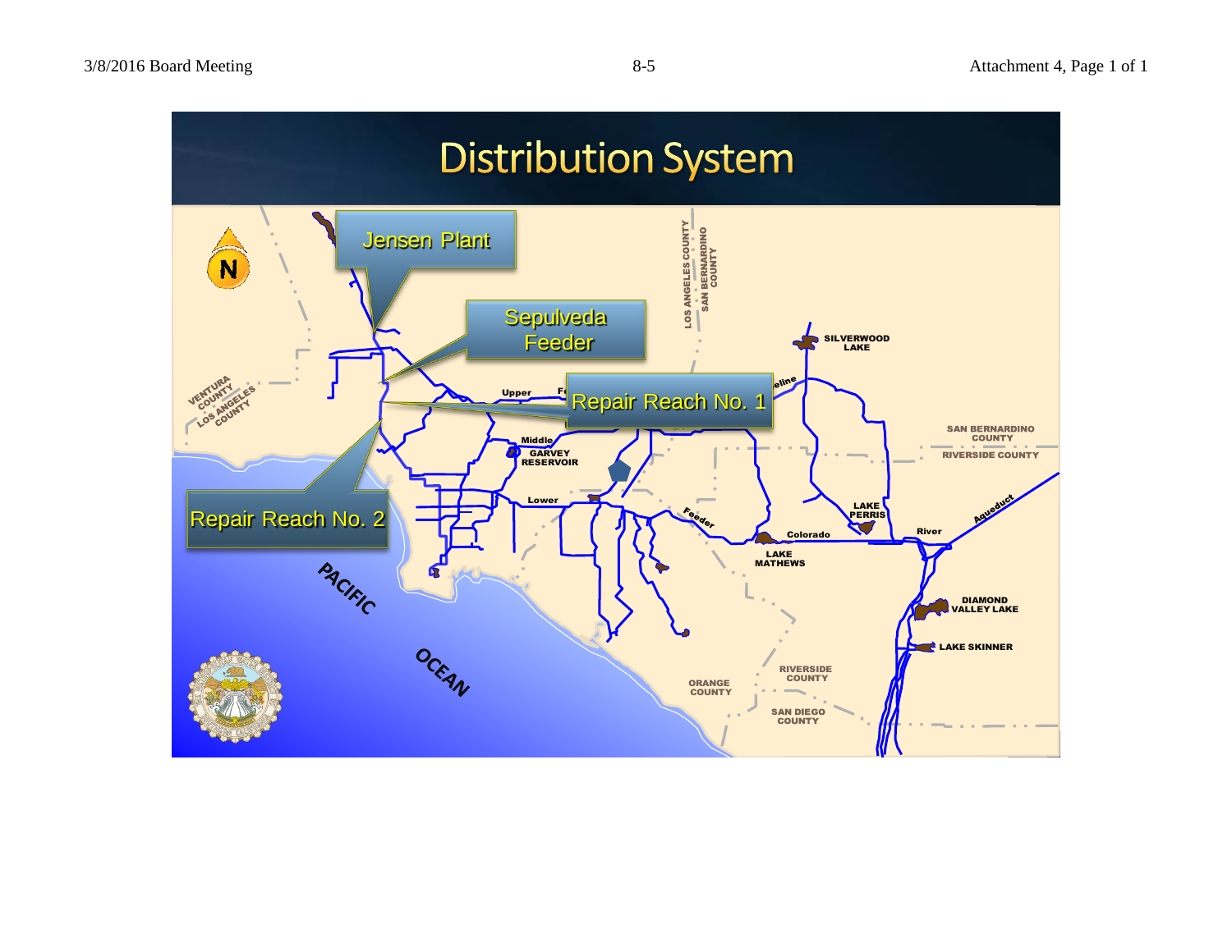# Distribution System

Jensen Plant

Sepulveda Feeder

Repair Reach No. 1

Repair Reach No. 2

N

VENTURA COUNTY

LOS ANGELES COUNTY

LOS ANGELES COUNTY

SAN BERNARDINO COUNTY

SILVERWOOD LAKE

Upper

Middle

GARVEY RESERVOIR

Lower

Feeder

SAN BERNARDINO COUNTY

RIVERSIDE COUNTY

LAKE PERRIS

Colorado

River

Aqueduct

LAKE MATHEWS

DIAMOND VALLEY LAKE

LAKE SKINNER

PACIFIC

OCEAN

ORANGE COUNTY

RIVERSIDE COUNTY

SAN DIEGO COUNTY